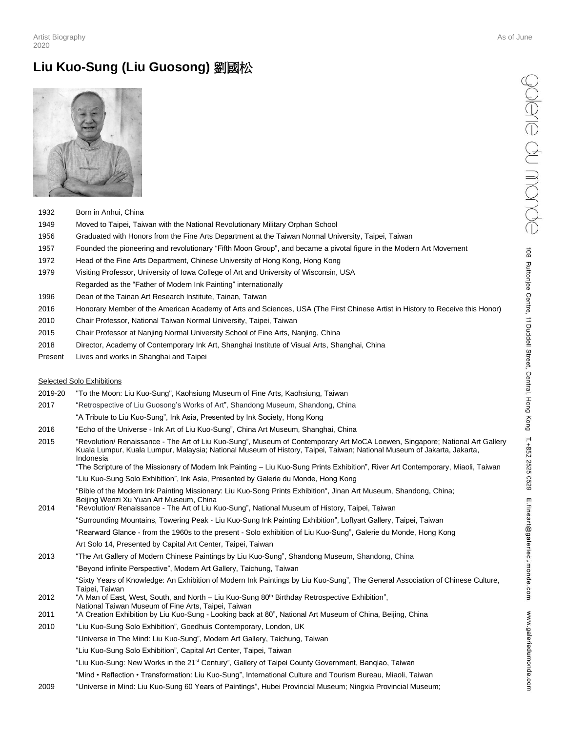Artist Biography 2020

As of June

# Liu Kuo-Sung (Liu Guosong) 劉國松

| | |
|---|---|
| 1932 | Born in Anhui, China |
| 1949 | Moved to Taipei, Taiwan with the National Revolutionary Military Orphan School |
| 1956 | Graduated with Honors from the Fine Arts Department at the Taiwan Normal University, Taipei, Taiwan |
| 1957 | Founded the pioneering and revolutionary "Fifth Moon Group", and became a pivotal figure in the Modern Art Movement |
| 1972 | Head of the Fine Arts Department, Chinese University of Hong Kong, Hong Kong |
| 1979 | Visiting Professor, University of Iowa College of Art and University of Wisconsin, USA |
| | Regarded as the "Father of Modern Ink Painting" internationally |
| 1996 | Dean of the Tainan Art Research Institute, Tainan, Taiwan |
| 2016 | Honorary Member of the American Academy of Arts and Sciences, USA (The First Chinese Artist in History to Receive this Honor) |
| 2010 | Chair Professor, National Taiwan Normal University, Taipei, Taiwan |
| 2015 | Chair Professor at Nanjing Normal University School of Fine Arts, Nanjing, China |
| 2018 | Director, Academy of Contemporary Ink Art, Shanghai Institute of Visual Arts, Shanghai, China |
| Present | Lives and works in Shanghai and Taipei |

## Selected Solo Exhibitions

| | |
|---|---|
| 2019-20 | "To the Moon: Liu Kuo-Sung", Kaohsiung Museum of Fine Arts, Kaohsiung, Taiwan |
| 2017 | "Retrospective of Liu Guosong's Works of Art", Shandong Museum, Shandong, China |
| | "A Tribute to Liu Kuo-Sung", Ink Asia, Presented by Ink Society, Hong Kong |
| 2016 | "Echo of the Universe - Ink Art of Liu Kuo-Sung", China Art Museum, Shanghai, China |
| 2015 | "Revolution/ Renaissance - The Art of Liu Kuo-Sung", Museum of Contemporary Art MoCA Loewen, Singapore; National Art Gallery Kuala Lumpur, Kuala Lumpur, Malaysia; National Museum of History, Taipei, Taiwan; National Museum of Jakarta, Jakarta, Indonesia |
| | "The Scripture of the Missionary of Modern Ink Painting – Liu Kuo-Sung Prints Exhibition", River Art Contemporary, Miaoli, Taiwan |
| | "Liu Kuo-Sung Solo Exhibition", Ink Asia, Presented by Galerie du Monde, Hong Kong |
| | "Bible of the Modern Ink Painting Missionary: Liu Kuo-Song Prints Exhibition", Jinan Art Museum, Shandong, China; Beijing Wenzi Xu Yuan Art Museum, China |
| 2014 | "Revolution/ Renaissance - The Art of Liu Kuo-Sung", National Museum of History, Taipei, Taiwan |
| | "Surrounding Mountains, Towering Peak - Liu Kuo-Sung Ink Painting Exhibition", Loftyart Gallery, Taipei, Taiwan |
| | "Rearward Glance - from the 1960s to the present - Solo exhibition of Liu Kuo-Sung", Galerie du Monde, Hong Kong |
| | Art Solo 14, Presented by Capital Art Center, Taipei, Taiwan |
| 2013 | "The Art Gallery of Modern Chinese Paintings by Liu Kuo-Sung", Shandong Museum, Shandong, China |
| | "Beyond infinite Perspective", Modern Art Gallery, Taichung, Taiwan |
| | "Sixty Years of Knowledge: An Exhibition of Modern Ink Paintings by Liu Kuo-Sung", The General Association of Chinese Culture, Taipei, Taiwan |
| 2012 | "A Man of East, West, South, and North – Liu Kuo-Sung 80th Birthday Retrospective Exhibition", National Taiwan Museum of Fine Arts, Taipei, Taiwan |
| 2011 | "A Creation Exhibition by Liu Kuo-Sung - Looking back at 80", National Art Museum of China, Beijing, China |
| 2010 | "Liu Kuo-Sung Solo Exhibition", Goedhuis Contemporary, London, UK |
| | "Universe in The Mind: Liu Kuo-Sung", Modern Art Gallery, Taichung, Taiwan |
| | "Liu Kuo-Sung Solo Exhibition", Capital Art Center, Taipei, Taiwan |
| | "Liu Kuo-Sung: New Works in the 21st Century", Gallery of Taipei County Government, Banqiao, Taiwan |
| | "Mind • Reflection • Transformation: Liu Kuo-Sung", International Culture and Tourism Bureau, Miaoli, Taiwan |
| 2009 | "Universe in Mind: Liu Kuo-Sung 60 Years of Paintings", Hubei Provincial Museum; Ningxia Provincial Museum; |

galerie du monde
108 Ruttonjee Centre, 11 Duddell Street, Central, Hong Kong T.+852 2525 0529 E.fineart@galeriedumonde.com www.galeriedumonde.com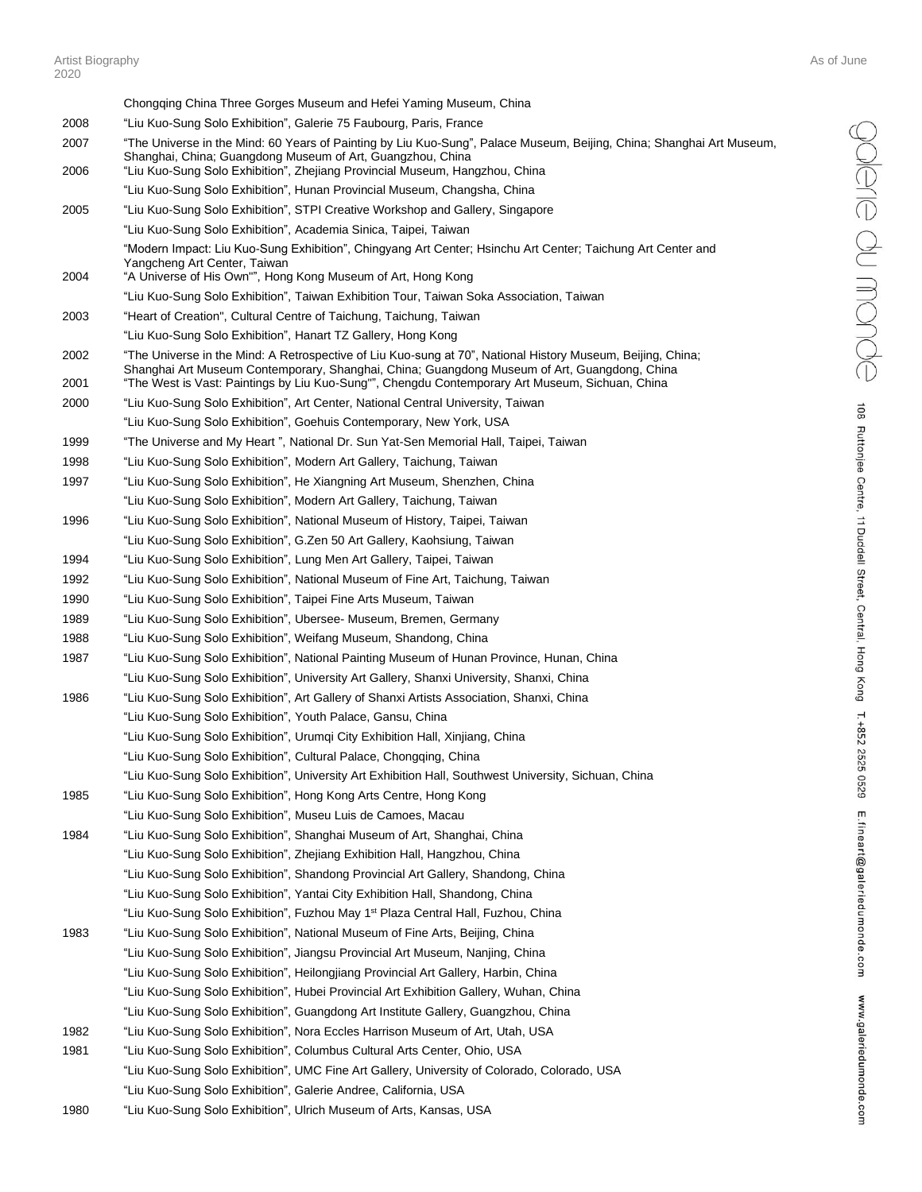| | |
|---|---|
| | Chongqing China Three Gorges Museum and Hefei Yaming Museum, China |
| 2008 | "Liu Kuo-Sung Solo Exhibition", Galerie 75 Faubourg, Paris, France |
| 2007 | "The Universe in the Mind: 60 Years of Painting by Liu Kuo-Sung", Palace Museum, Beijing, China; Shanghai Art Museum, Shanghai, China; Guangdong Museum of Art, Guangzhou, China |
| 2006 | "Liu Kuo-Sung Solo Exhibition", Zhejiang Provincial Museum, Hangzhou, China |
| | "Liu Kuo-Sung Solo Exhibition", Hunan Provincial Museum, Changsha, China |
| 2005 | "Liu Kuo-Sung Solo Exhibition", STPI Creative Workshop and Gallery, Singapore |
| | "Liu Kuo-Sung Solo Exhibition", Academia Sinica, Taipei, Taiwan |
| | "Modern Impact: Liu Kuo-Sung Exhibition", Chingyang Art Center; Hsinchu Art Center; Taichung Art Center and Yangcheng Art Center, Taiwan |
| 2004 | "A Universe of His Own"", Hong Kong Museum of Art, Hong Kong |
| | "Liu Kuo-Sung Solo Exhibition", Taiwan Exhibition Tour, Taiwan Soka Association, Taiwan |
| 2003 | "Heart of Creation", Cultural Centre of Taichung, Taichung, Taiwan |
| | "Liu Kuo-Sung Solo Exhibition", Hanart TZ Gallery, Hong Kong |
| 2002 | "The Universe in the Mind: A Retrospective of Liu Kuo-sung at 70", National History Museum, Beijing, China; Shanghai Art Museum Contemporary, Shanghai, China; Guangdong Museum of Art, Guangdong, China |
| 2001 | "The West is Vast: Paintings by Liu Kuo-Sung"", Chengdu Contemporary Art Museum, Sichuan, China |
| 2000 | "Liu Kuo-Sung Solo Exhibition", Art Center, National Central University, Taiwan |
| | "Liu Kuo-Sung Solo Exhibition", Goehuis Contemporary, New York, USA |
| 1999 | "The Universe and My Heart ", National Dr. Sun Yat-Sen Memorial Hall, Taipei, Taiwan |
| 1998 | "Liu Kuo-Sung Solo Exhibition", Modern Art Gallery, Taichung, Taiwan |
| 1997 | "Liu Kuo-Sung Solo Exhibition", He Xiangning Art Museum, Shenzhen, China |
| | "Liu Kuo-Sung Solo Exhibition", Modern Art Gallery, Taichung, Taiwan |
| 1996 | "Liu Kuo-Sung Solo Exhibition", National Museum of History, Taipei, Taiwan |
| | "Liu Kuo-Sung Solo Exhibition", G.Zen 50 Art Gallery, Kaohsiung, Taiwan |
| 1994 | "Liu Kuo-Sung Solo Exhibition", Lung Men Art Gallery, Taipei, Taiwan |
| 1992 | "Liu Kuo-Sung Solo Exhibition", National Museum of Fine Art, Taichung, Taiwan |
| 1990 | "Liu Kuo-Sung Solo Exhibition", Taipei Fine Arts Museum, Taiwan |
| 1989 | "Liu Kuo-Sung Solo Exhibition", Ubersee- Museum, Bremen, Germany |
| 1988 | "Liu Kuo-Sung Solo Exhibition", Weifang Museum, Shandong, China |
| 1987 | "Liu Kuo-Sung Solo Exhibition", National Painting Museum of Hunan Province, Hunan, China |
| | "Liu Kuo-Sung Solo Exhibition", University Art Gallery, Shanxi University, Shanxi, China |
| 1986 | "Liu Kuo-Sung Solo Exhibition", Art Gallery of Shanxi Artists Association, Shanxi, China |
| | "Liu Kuo-Sung Solo Exhibition", Youth Palace, Gansu, China |
| | "Liu Kuo-Sung Solo Exhibition", Urumqi City Exhibition Hall, Xinjiang, China |
| | "Liu Kuo-Sung Solo Exhibition", Cultural Palace, Chongqing, China |
| | "Liu Kuo-Sung Solo Exhibition", University Art Exhibition Hall, Southwest University, Sichuan, China |
| 1985 | "Liu Kuo-Sung Solo Exhibition", Hong Kong Arts Centre, Hong Kong |
| | "Liu Kuo-Sung Solo Exhibition", Museu Luis de Camoes, Macau |
| 1984 | "Liu Kuo-Sung Solo Exhibition", Shanghai Museum of Art, Shanghai, China |
| | "Liu Kuo-Sung Solo Exhibition", Zhejiang Exhibition Hall, Hangzhou, China |
| | "Liu Kuo-Sung Solo Exhibition", Shandong Provincial Art Gallery, Shandong, China |
| | "Liu Kuo-Sung Solo Exhibition", Yantai City Exhibition Hall, Shandong, China |
| | "Liu Kuo-Sung Solo Exhibition", Fuzhou May 1st Plaza Central Hall, Fuzhou, China |
| 1983 | "Liu Kuo-Sung Solo Exhibition", National Museum of Fine Arts, Beijing, China |
| | "Liu Kuo-Sung Solo Exhibition", Jiangsu Provincial Art Museum, Nanjing, China |
| | "Liu Kuo-Sung Solo Exhibition", Heilongjiang Provincial Art Gallery, Harbin, China |
| | "Liu Kuo-Sung Solo Exhibition", Hubei Provincial Art Exhibition Gallery, Wuhan, China |
| | "Liu Kuo-Sung Solo Exhibition", Guangdong Art Institute Gallery, Guangzhou, China |
| 1982 | "Liu Kuo-Sung Solo Exhibition", Nora Eccles Harrison Museum of Art, Utah, USA |
| 1981 | "Liu Kuo-Sung Solo Exhibition", Columbus Cultural Arts Center, Ohio, USA |
| | "Liu Kuo-Sung Solo Exhibition", UMC Fine Art Gallery, University of Colorado, Colorado, USA |
| | "Liu Kuo-Sung Solo Exhibition", Galerie Andree, California, USA |
| 1980 | "Liu Kuo-Sung Solo Exhibition", Ulrich Museum of Arts, Kansas, USA |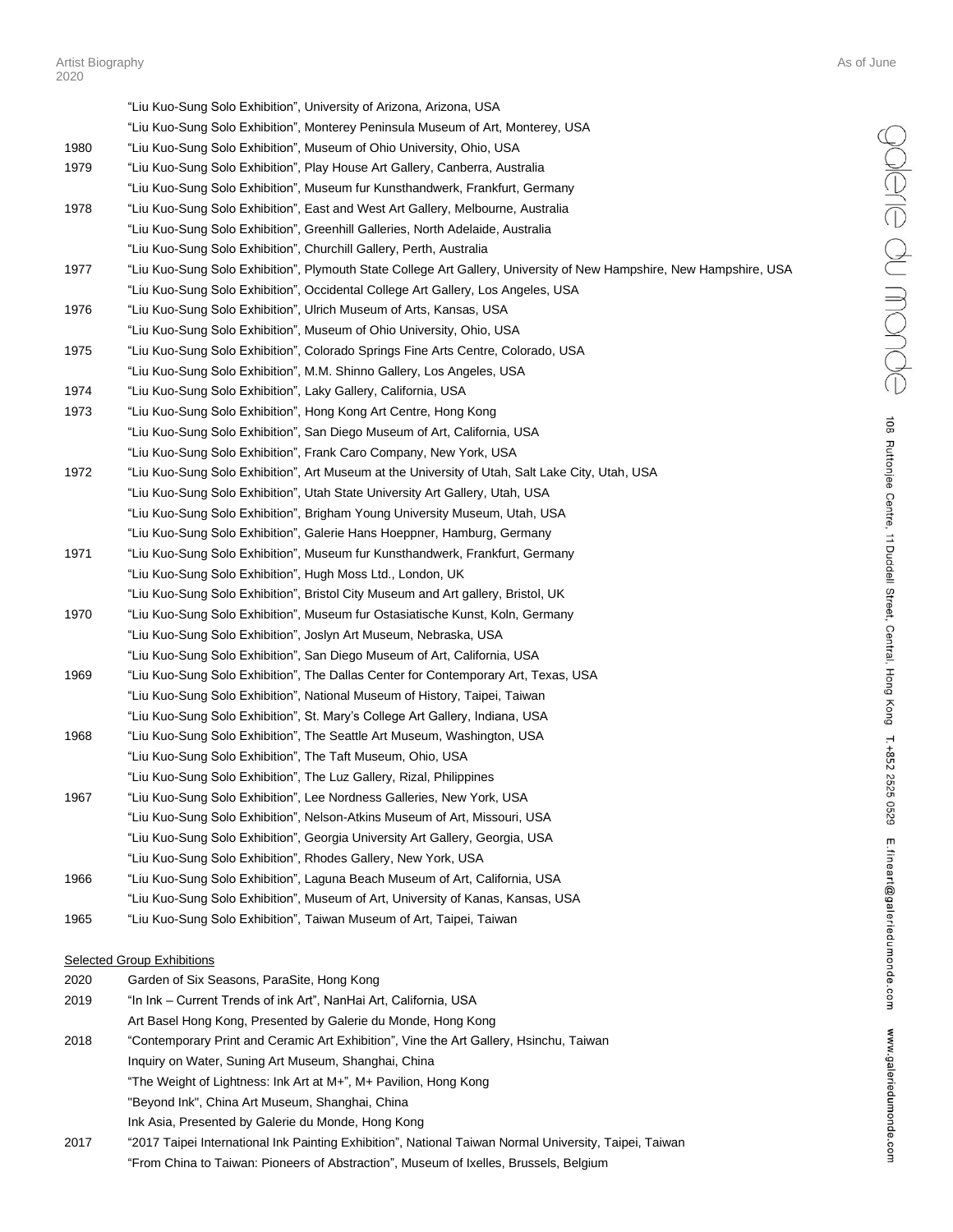| | |
|---|---|
| | "Liu Kuo-Sung Solo Exhibition", University of Arizona, Arizona, USA |
| | "Liu Kuo-Sung Solo Exhibition", Monterey Peninsula Museum of Art, Monterey, USA |
| 1980 | "Liu Kuo-Sung Solo Exhibition", Museum of Ohio University, Ohio, USA |
| 1979 | "Liu Kuo-Sung Solo Exhibition", Play House Art Gallery, Canberra, Australia |
| | "Liu Kuo-Sung Solo Exhibition", Museum fur Kunsthandwerk, Frankfurt, Germany |
| 1978 | "Liu Kuo-Sung Solo Exhibition", East and West Art Gallery, Melbourne, Australia |
| | "Liu Kuo-Sung Solo Exhibition", Greenhill Galleries, North Adelaide, Australia |
| | "Liu Kuo-Sung Solo Exhibition", Churchill Gallery, Perth, Australia |
| 1977 | "Liu Kuo-Sung Solo Exhibition", Plymouth State College Art Gallery, University of New Hampshire, New Hampshire, USA |
| | "Liu Kuo-Sung Solo Exhibition", Occidental College Art Gallery, Los Angeles, USA |
| 1976 | "Liu Kuo-Sung Solo Exhibition", Ulrich Museum of Arts, Kansas, USA |
| | "Liu Kuo-Sung Solo Exhibition", Museum of Ohio University, Ohio, USA |
| 1975 | "Liu Kuo-Sung Solo Exhibition", Colorado Springs Fine Arts Centre, Colorado, USA |
| | "Liu Kuo-Sung Solo Exhibition", M.M. Shinno Gallery, Los Angeles, USA |
| 1974 | "Liu Kuo-Sung Solo Exhibition", Laky Gallery, California, USA |
| 1973 | "Liu Kuo-Sung Solo Exhibition", Hong Kong Art Centre, Hong Kong |
| | "Liu Kuo-Sung Solo Exhibition", San Diego Museum of Art, California, USA |
| | "Liu Kuo-Sung Solo Exhibition", Frank Caro Company, New York, USA |
| 1972 | "Liu Kuo-Sung Solo Exhibition", Art Museum at the University of Utah, Salt Lake City, Utah, USA |
| | "Liu Kuo-Sung Solo Exhibition", Utah State University Art Gallery, Utah, USA |
| | "Liu Kuo-Sung Solo Exhibition", Brigham Young University Museum, Utah, USA |
| | "Liu Kuo-Sung Solo Exhibition", Galerie Hans Hoeppner, Hamburg, Germany |
| 1971 | "Liu Kuo-Sung Solo Exhibition", Museum fur Kunsthandwerk, Frankfurt, Germany |
| | "Liu Kuo-Sung Solo Exhibition", Hugh Moss Ltd., London, UK |
| | "Liu Kuo-Sung Solo Exhibition", Bristol City Museum and Art gallery, Bristol, UK |
| 1970 | "Liu Kuo-Sung Solo Exhibition", Museum fur Ostasiatische Kunst, Koln, Germany |
| | "Liu Kuo-Sung Solo Exhibition", Joslyn Art Museum, Nebraska, USA |
| | "Liu Kuo-Sung Solo Exhibition", San Diego Museum of Art, California, USA |
| 1969 | "Liu Kuo-Sung Solo Exhibition", The Dallas Center for Contemporary Art, Texas, USA |
| | "Liu Kuo-Sung Solo Exhibition", National Museum of History, Taipei, Taiwan |
| | "Liu Kuo-Sung Solo Exhibition", St. Mary's College Art Gallery, Indiana, USA |
| 1968 | "Liu Kuo-Sung Solo Exhibition", The Seattle Art Museum, Washington, USA |
| | "Liu Kuo-Sung Solo Exhibition", The Taft Museum, Ohio, USA |
| | "Liu Kuo-Sung Solo Exhibition", The Luz Gallery, Rizal, Philippines |
| 1967 | "Liu Kuo-Sung Solo Exhibition", Lee Nordness Galleries, New York, USA |
| | "Liu Kuo-Sung Solo Exhibition", Nelson-Atkins Museum of Art, Missouri, USA |
| | "Liu Kuo-Sung Solo Exhibition", Georgia University Art Gallery, Georgia, USA |
| | "Liu Kuo-Sung Solo Exhibition", Rhodes Gallery, New York, USA |
| 1966 | "Liu Kuo-Sung Solo Exhibition", Laguna Beach Museum of Art, California, USA |
| | "Liu Kuo-Sung Solo Exhibition", Museum of Art, University of Kanas, Kansas, USA |
| 1965 | "Liu Kuo-Sung Solo Exhibition", Taiwan Museum of Art, Taipei, Taiwan |

## Selected Group Exhibitions

| | |
|---|---|
| 2020 | Garden of Six Seasons, ParaSite, Hong Kong |
| 2019 | "In Ink – Current Trends of ink Art", NanHai Art, California, USA |
| | Art Basel Hong Kong, Presented by Galerie du Monde, Hong Kong |
| 2018 | "Contemporary Print and Ceramic Art Exhibition", Vine the Art Gallery, Hsinchu, Taiwan |
| | Inquiry on Water, Suning Art Museum, Shanghai, China |
| | "The Weight of Lightness: Ink Art at M+", M+ Pavilion, Hong Kong |
| | "Beyond Ink", China Art Museum, Shanghai, China |
| | Ink Asia, Presented by Galerie du Monde, Hong Kong |
| 2017 | "2017 Taipei International Ink Painting Exhibition", National Taiwan Normal University, Taipei, Taiwan |
| | "From China to Taiwan: Pioneers of Abstraction", Museum of Ixelles, Brussels, Belgium |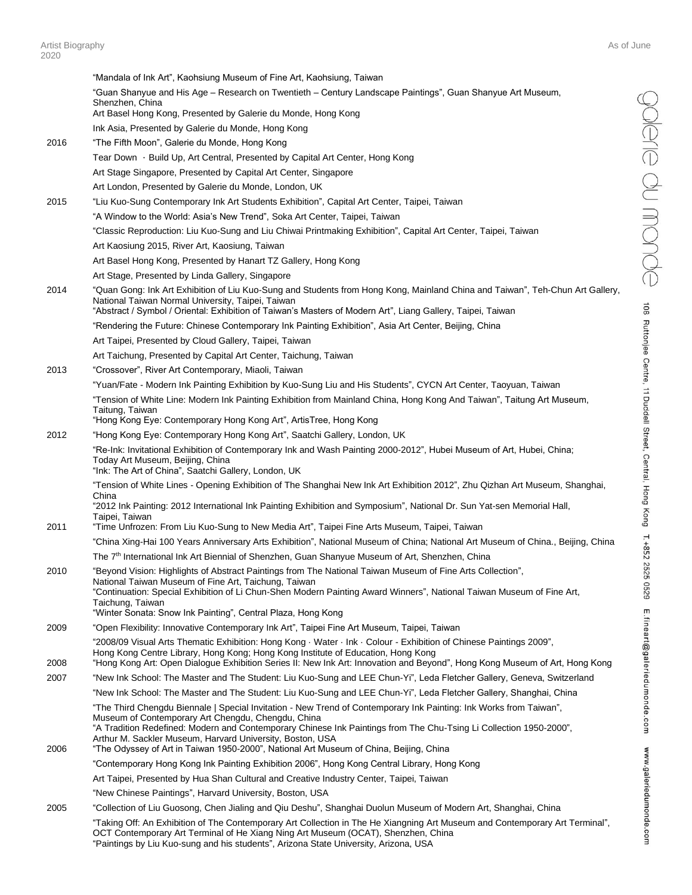| | |
|---|---|
| | "Mandala of Ink Art", Kaohsiung Museum of Fine Art, Kaohsiung, Taiwan |
| | "Guan Shanyue and His Age – Research on Twentieth – Century Landscape Paintings", Guan Shanyue Art Museum, Shenzhen, China |
| | Art Basel Hong Kong, Presented by Galerie du Monde, Hong Kong |
| | Ink Asia, Presented by Galerie du Monde, Hong Kong |
| 2016 | "The Fifth Moon", Galerie du Monde, Hong Kong |
| | Tear Down · Build Up, Art Central, Presented by Capital Art Center, Hong Kong |
| | Art Stage Singapore, Presented by Capital Art Center, Singapore |
| | Art London, Presented by Galerie du Monde, London, UK |
| 2015 | "Liu Kuo-Sung Contemporary Ink Art Students Exhibition", Capital Art Center, Taipei, Taiwan |
| | "A Window to the World: Asia's New Trend", Soka Art Center, Taipei, Taiwan |
| | "Classic Reproduction: Liu Kuo-Sung and Liu Chiwai Printmaking Exhibition", Capital Art Center, Taipei, Taiwan |
| | Art Kaosiung 2015, River Art, Kaosiung, Taiwan |
| | Art Basel Hong Kong, Presented by Hanart TZ Gallery, Hong Kong |
| | Art Stage, Presented by Linda Gallery, Singapore |
| 2014 | "Quan Gong: Ink Art Exhibition of Liu Kuo-Sung and Students from Hong Kong, Mainland China and Taiwan", Teh-Chun Art Gallery, National Taiwan Normal University, Taipei, Taiwan |
| | "Abstract / Symbol / Oriental: Exhibition of Taiwan's Masters of Modern Art", Liang Gallery, Taipei, Taiwan |
| | "Rendering the Future: Chinese Contemporary Ink Painting Exhibition", Asia Art Center, Beijing, China |
| | Art Taipei, Presented by Cloud Gallery, Taipei, Taiwan |
| | Art Taichung, Presented by Capital Art Center, Taichung, Taiwan |
| 2013 | "Crossover", River Art Contemporary, Miaoli, Taiwan |
| | "Yuan/Fate - Modern Ink Painting Exhibition by Kuo-Sung Liu and His Students", CYCN Art Center, Taoyuan, Taiwan |
| | "Tension of White Line: Modern Ink Painting Exhibition from Mainland China, Hong Kong And Taiwan", Taitung Art Museum, Taitung, Taiwan |
| | "Hong Kong Eye: Contemporary Hong Kong Art", ArtisTree, Hong Kong |
| 2012 | "Hong Kong Eye: Contemporary Hong Kong Art", Saatchi Gallery, London, UK |
| | "Re-Ink: Invitational Exhibition of Contemporary Ink and Wash Painting 2000-2012", Hubei Museum of Art, Hubei, China; Today Art Museum, Beijing, China |
| | "Ink: The Art of China", Saatchi Gallery, London, UK |
| | "Tension of White Lines - Opening Exhibition of The Shanghai New Ink Art Exhibition 2012", Zhu Qizhan Art Museum, Shanghai, China |
| | "2012 Ink Painting: 2012 International Ink Painting Exhibition and Symposium", National Dr. Sun Yat-sen Memorial Hall, Taipei, Taiwan |
| 2011 | "Time Unfrozen: From Liu Kuo-Sung to New Media Art", Taipei Fine Arts Museum, Taipei, Taiwan |
| | "China Xing-Hai 100 Years Anniversary Arts Exhibition", National Museum of China; National Art Museum of China., Beijing, China |
| | The 7th International Ink Art Biennial of Shenzhen, Guan Shanyue Museum of Art, Shenzhen, China |
| 2010 | "Beyond Vision: Highlights of Abstract Paintings from The National Taiwan Museum of Fine Arts Collection", National Taiwan Museum of Fine Art, Taichung, Taiwan |
| | "Continuation: Special Exhibition of Li Chun-Shen Modern Painting Award Winners", National Taiwan Museum of Fine Art, Taichung, Taiwan |
| | "Winter Sonata: Snow Ink Painting", Central Plaza, Hong Kong |
| 2009 | "Open Flexibility: Innovative Contemporary Ink Art", Taipei Fine Art Museum, Taipei, Taiwan |
| | "2008/09 Visual Arts Thematic Exhibition: Hong Kong · Water · Ink · Colour - Exhibition of Chinese Paintings 2009", Hong Kong Centre Library, Hong Kong; Hong Kong Institute of Education, Hong Kong |
| 2008 | "Hong Kong Art: Open Dialogue Exhibition Series II: New Ink Art: Innovation and Beyond", Hong Kong Museum of Art, Hong Kong |
| 2007 | "New Ink School: The Master and The Student: Liu Kuo-Sung and LEE Chun-Yi", Leda Fletcher Gallery, Geneva, Switzerland |
| | "New Ink School: The Master and The Student: Liu Kuo-Sung and LEE Chun-Yi", Leda Fletcher Gallery, Shanghai, China |
| | "The Third Chengdu Biennale \| Special Invitation - New Trend of Contemporary Ink Painting: Ink Works from Taiwan", Museum of Contemporary Art Chengdu, Chengdu, China |
| | "A Tradition Redefined: Modern and Contemporary Chinese Ink Paintings from The Chu-Tsing Li Collection 1950-2000", Arthur M. Sackler Museum, Harvard University, Boston, USA |
| 2006 | "The Odyssey of Art in Taiwan 1950-2000", National Art Museum of China, Beijing, China |
| | "Contemporary Hong Kong Ink Painting Exhibition 2006", Hong Kong Central Library, Hong Kong |
| | Art Taipei, Presented by Hua Shan Cultural and Creative Industry Center, Taipei, Taiwan |
| | "New Chinese Paintings", Harvard University, Boston, USA |
| 2005 | "Collection of Liu Guosong, Chen Jialing and Qiu Deshu", Shanghai Duolun Museum of Modern Art, Shanghai, China |
| | "Taking Off: An Exhibition of The Contemporary Art Collection in The He Xiangning Art Museum and Contemporary Art Terminal", OCT Contemporary Art Terminal of He Xiang Ning Art Museum (OCAT), Shenzhen, China |
| | "Paintings by Liu Kuo-sung and his students", Arizona State University, Arizona, USA |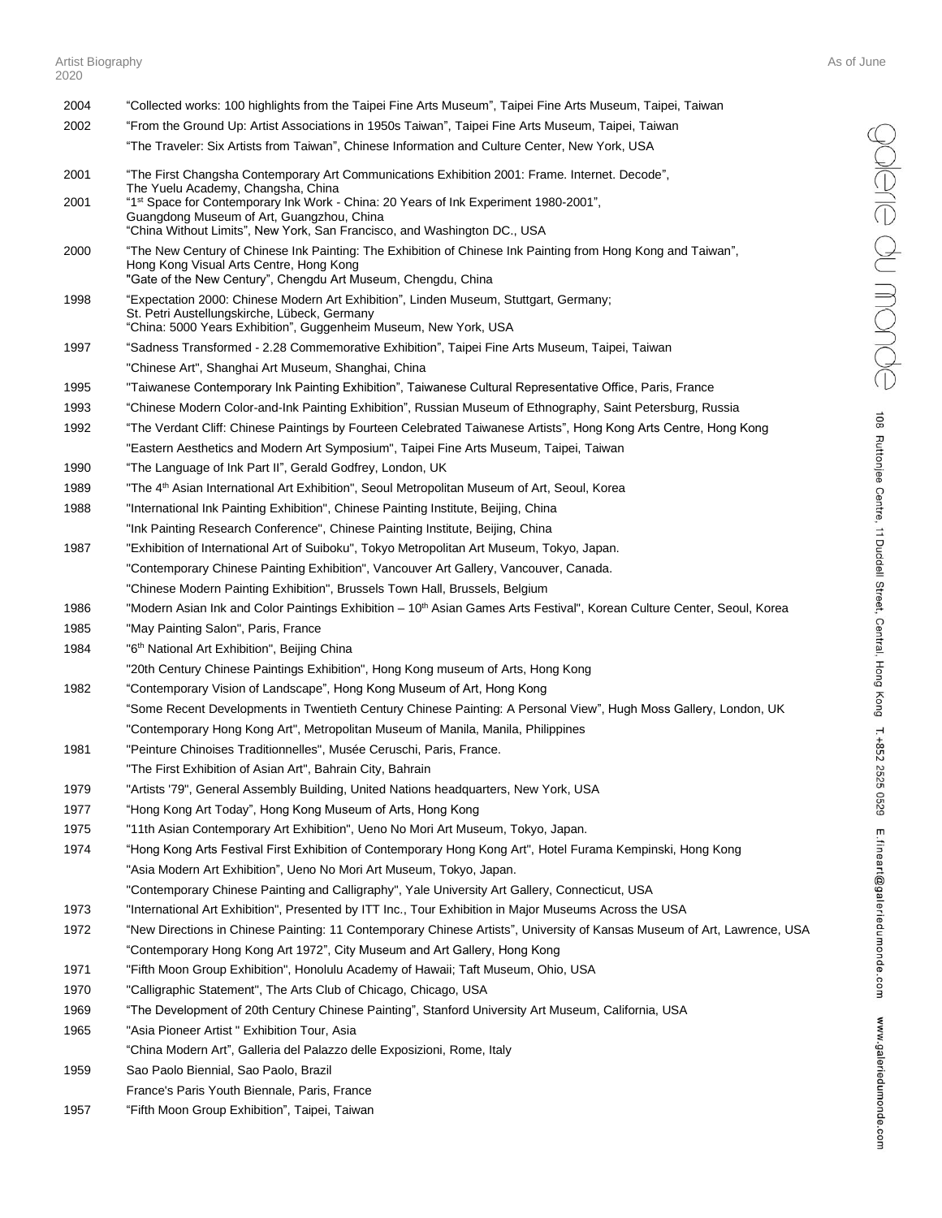| | |
|---|---|
| 2004 | "Collected works: 100 highlights from the Taipei Fine Arts Museum", Taipei Fine Arts Museum, Taipei, Taiwan |
| 2002 | "From the Ground Up: Artist Associations in 1950s Taiwan", Taipei Fine Arts Museum, Taipei, Taiwan |
| | "The Traveler: Six Artists from Taiwan", Chinese Information and Culture Center, New York, USA |
| 2001 | "The First Changsha Contemporary Art Communications Exhibition 2001: Frame. Internet. Decode", The Yuelu Academy, Changsha, China |
| 2001 | "1st Space for Contemporary Ink Work - China: 20 Years of Ink Experiment 1980-2001", Guangdong Museum of Art, Guangzhou, China |
| | "China Without Limits", New York, San Francisco, and Washington DC., USA |
| 2000 | "The New Century of Chinese Ink Painting: The Exhibition of Chinese Ink Painting from Hong Kong and Taiwan", Hong Kong Visual Arts Centre, Hong Kong |
| | "Gate of the New Century", Chengdu Art Museum, Chengdu, China |
| 1998 | "Expectation 2000: Chinese Modern Art Exhibition", Linden Museum, Stuttgart, Germany; St. Petri Austellungskirche, Lübeck, Germany |
| | "China: 5000 Years Exhibition", Guggenheim Museum, New York, USA |
| 1997 | "Sadness Transformed - 2.28 Commemorative Exhibition", Taipei Fine Arts Museum, Taipei, Taiwan |
| | "Chinese Art", Shanghai Art Museum, Shanghai, China |
| 1995 | "Taiwanese Contemporary Ink Painting Exhibition", Taiwanese Cultural Representative Office, Paris, France |
| 1993 | "Chinese Modern Color-and-Ink Painting Exhibition", Russian Museum of Ethnography, Saint Petersburg, Russia |
| 1992 | "The Verdant Cliff: Chinese Paintings by Fourteen Celebrated Taiwanese Artists", Hong Kong Arts Centre, Hong Kong |
| | "Eastern Aesthetics and Modern Art Symposium", Taipei Fine Arts Museum, Taipei, Taiwan |
| 1990 | "The Language of Ink Part II", Gerald Godfrey, London, UK |
| 1989 | "The 4th Asian International Art Exhibition", Seoul Metropolitan Museum of Art, Seoul, Korea |
| 1988 | "International Ink Painting Exhibition", Chinese Painting Institute, Beijing, China |
| | "Ink Painting Research Conference", Chinese Painting Institute, Beijing, China |
| 1987 | "Exhibition of International Art of Suiboku", Tokyo Metropolitan Art Museum, Tokyo, Japan. |
| | "Contemporary Chinese Painting Exhibition", Vancouver Art Gallery, Vancouver, Canada. |
| | "Chinese Modern Painting Exhibition", Brussels Town Hall, Brussels, Belgium |
| 1986 | "Modern Asian Ink and Color Paintings Exhibition – 10th Asian Games Arts Festival", Korean Culture Center, Seoul, Korea |
| 1985 | "May Painting Salon", Paris, France |
| 1984 | "6th National Art Exhibition", Beijing China |
| | "20th Century Chinese Paintings Exhibition", Hong Kong museum of Arts, Hong Kong |
| 1982 | "Contemporary Vision of Landscape", Hong Kong Museum of Art, Hong Kong |
| | "Some Recent Developments in Twentieth Century Chinese Painting: A Personal View", Hugh Moss Gallery, London, UK |
| | "Contemporary Hong Kong Art", Metropolitan Museum of Manila, Manila, Philippines |
| 1981 | "Peinture Chinoises Traditionnelles", Musée Ceruschi, Paris, France. |
| | "The First Exhibition of Asian Art", Bahrain City, Bahrain |
| 1979 | "Artists '79", General Assembly Building, United Nations headquarters, New York, USA |
| 1977 | "Hong Kong Art Today", Hong Kong Museum of Arts, Hong Kong |
| 1975 | "11th Asian Contemporary Art Exhibition", Ueno No Mori Art Museum, Tokyo, Japan. |
| 1974 | "Hong Kong Arts Festival First Exhibition of Contemporary Hong Kong Art", Hotel Furama Kempinski, Hong Kong |
| | "Asia Modern Art Exhibition", Ueno No Mori Art Museum, Tokyo, Japan. |
| | "Contemporary Chinese Painting and Calligraphy", Yale University Art Gallery, Connecticut, USA |
| 1973 | "International Art Exhibition", Presented by ITT Inc., Tour Exhibition in Major Museums Across the USA |
| 1972 | "New Directions in Chinese Painting: 11 Contemporary Chinese Artists", University of Kansas Museum of Art, Lawrence, USA |
| | "Contemporary Hong Kong Art 1972", City Museum and Art Gallery, Hong Kong |
| 1971 | "Fifth Moon Group Exhibition", Honolulu Academy of Hawaii; Taft Museum, Ohio, USA |
| 1970 | "Calligraphic Statement", The Arts Club of Chicago, Chicago, USA |
| 1969 | "The Development of 20th Century Chinese Painting", Stanford University Art Museum, California, USA |
| 1965 | "Asia Pioneer Artist " Exhibition Tour, Asia |
| | "China Modern Art", Galleria del Palazzo delle Exposizioni, Rome, Italy |
| 1959 | Sao Paolo Biennial, Sao Paolo, Brazil |
| | France's Paris Youth Biennale, Paris, France |
| 1957 | "Fifth Moon Group Exhibition", Taipei, Taiwan |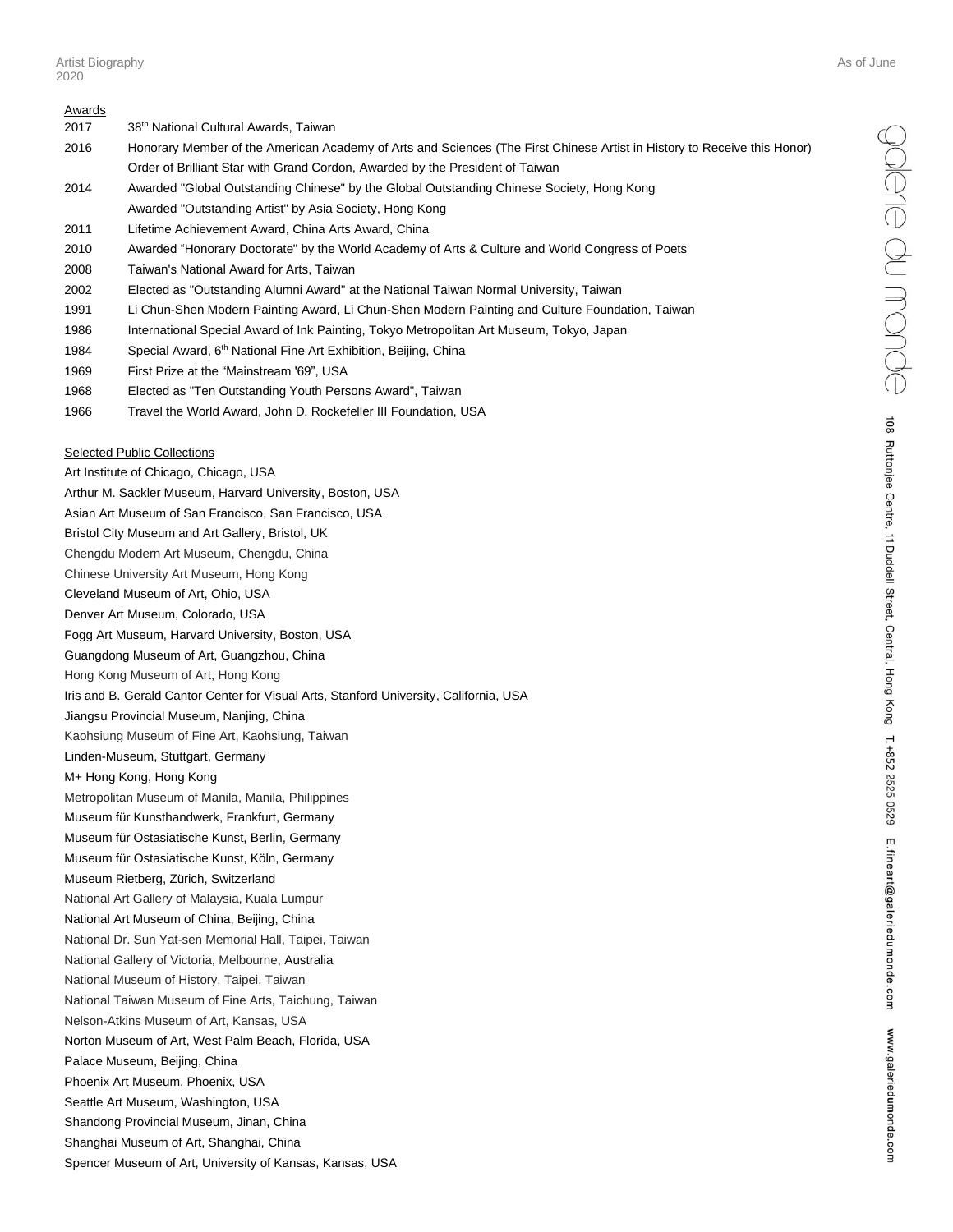## Awards

| | |
|---|---|
| 2017 | 38th National Cultural Awards, Taiwan |
| 2016 | Honorary Member of the American Academy of Arts and Sciences (The First Chinese Artist in History to Receive this Honor) |
| | Order of Brilliant Star with Grand Cordon, Awarded by the President of Taiwan |
| 2014 | Awarded "Global Outstanding Chinese" by the Global Outstanding Chinese Society, Hong Kong |
| | Awarded "Outstanding Artist" by Asia Society, Hong Kong |
| 2011 | Lifetime Achievement Award, China Arts Award, China |
| 2010 | Awarded "Honorary Doctorate" by the World Academy of Arts & Culture and World Congress of Poets |
| 2008 | Taiwan's National Award for Arts, Taiwan |
| 2002 | Elected as "Outstanding Alumni Award" at the National Taiwan Normal University, Taiwan |
| 1991 | Li Chun-Shen Modern Painting Award, Li Chun-Shen Modern Painting and Culture Foundation, Taiwan |
| 1986 | International Special Award of Ink Painting, Tokyo Metropolitan Art Museum, Tokyo, Japan |
| 1984 | Special Award, 6th National Fine Art Exhibition, Beijing, China |
| 1969 | First Prize at the "Mainstream '69", USA |
| 1968 | Elected as "Ten Outstanding Youth Persons Award", Taiwan |
| 1966 | Travel the World Award, John D. Rockefeller III Foundation, USA |

## Selected Public Collections

Art Institute of Chicago, Chicago, USA
Arthur M. Sackler Museum, Harvard University, Boston, USA
Asian Art Museum of San Francisco, San Francisco, USA
Bristol City Museum and Art Gallery, Bristol, UK
Chengdu Modern Art Museum, Chengdu, China
Chinese University Art Museum, Hong Kong
Cleveland Museum of Art, Ohio, USA
Denver Art Museum, Colorado, USA
Fogg Art Museum, Harvard University, Boston, USA
Guangdong Museum of Art, Guangzhou, China
Hong Kong Museum of Art, Hong Kong
Iris and B. Gerald Cantor Center for Visual Arts, Stanford University, California, USA
Jiangsu Provincial Museum, Nanjing, China
Kaohsiung Museum of Fine Art, Kaohsiung, Taiwan
Linden-Museum, Stuttgart, Germany
M+ Hong Kong, Hong Kong
Metropolitan Museum of Manila, Manila, Philippines
Museum für Kunsthandwerk, Frankfurt, Germany
Museum für Ostasiatische Kunst, Berlin, Germany
Museum für Ostasiatische Kunst, Köln, Germany
Museum Rietberg, Zürich, Switzerland
National Art Gallery of Malaysia, Kuala Lumpur
National Art Museum of China, Beijing, China
National Dr. Sun Yat-sen Memorial Hall, Taipei, Taiwan
National Gallery of Victoria, Melbourne, Australia
National Museum of History, Taipei, Taiwan
National Taiwan Museum of Fine Arts, Taichung, Taiwan
Nelson-Atkins Museum of Art, Kansas, USA
Norton Museum of Art, West Palm Beach, Florida, USA
Palace Museum, Beijing, China
Phoenix Art Museum, Phoenix, USA
Seattle Art Museum, Washington, USA
Shandong Provincial Museum, Jinan, China
Shanghai Museum of Art, Shanghai, China
Spencer Museum of Art, University of Kansas, Kansas, USA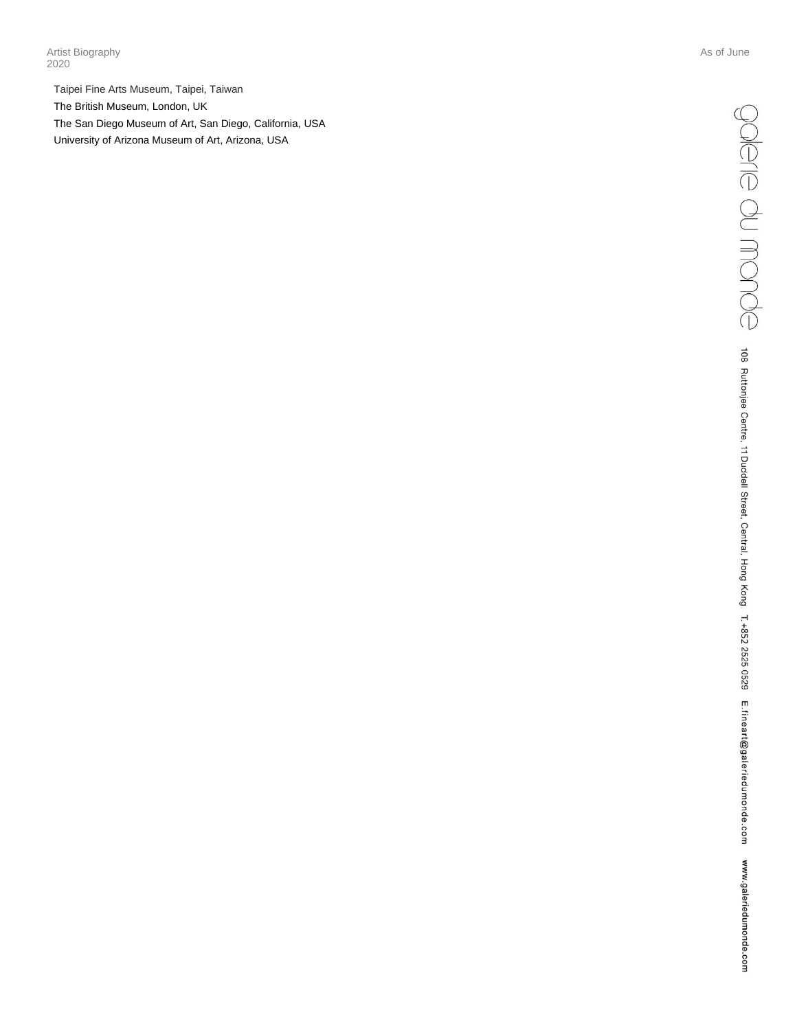Taipei Fine Arts Museum, Taipei, Taiwan

The British Museum, London, UK

The San Diego Museum of Art, San Diego, California, USA

University of Arizona Museum of Art, Arizona, USA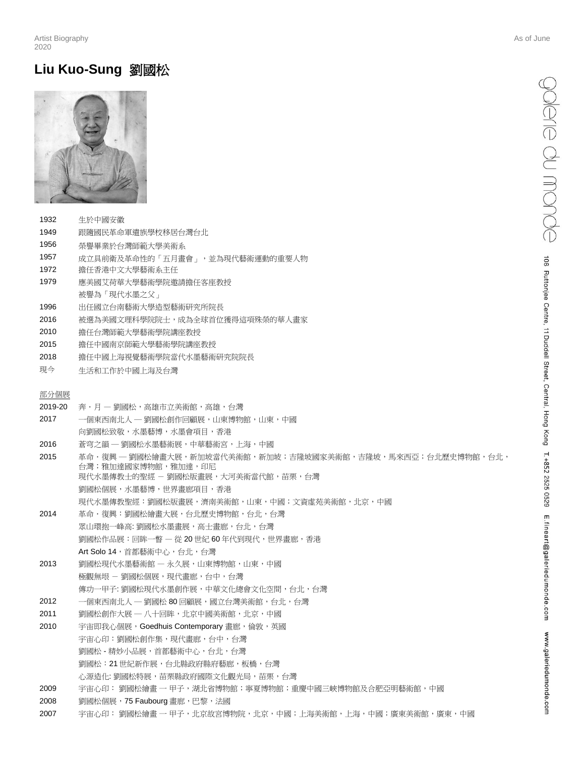# Liu Kuo-Sung 劉國松

| | |
|---|---|
| 1932 | 生於中國安徽 |
| 1949 | 跟隨國民革命軍遺族學校移居台灣台北 |
| 1956 | 榮譽畢業於台灣師範大學美術系 |
| 1957 | 成立具前衛及革命性的「五月畫會」，並為現代藝術運動的重要人物 |
| 1972 | 擔任香港中文大學藝術系主任 |
| 1979 | 應美國艾荷華大學藝術學院邀請擔任客座教授<br>被譽為「現代水墨之父」 |
| 1996 | 出任國立台南藝術大學造型藝術研究所院長 |
| 2016 | 被選為美國文理科學院院士，成為全球首位獲得這項殊榮的華人畫家 |
| 2010 | 擔任台灣師範大學藝術學院講座教授 |
| 2015 | 擔任中國南京師範大學藝術學院講座教授 |
| 2018 | 擔任中國上海視覺藝術學院當代水墨藝術研究院院長 |
| 現今 | 生活和工作於中國上海及台灣 |

## 部分個展

| | |
|---|---|
| 2019-20 | 奔・月 — 劉國松，高雄市立美術館，高雄，台灣 |
| 2017 | 一個東西南北人 — 劉國松創作回顧展，山東博物館，山東，中國<br>向劉國松致敬，水墨藝博，水墨會項目，香港 |
| 2016 | 蒼穹之韻 — 劉國松水墨藝術展，中華藝術宮，上海，中國 |
| 2015 | 革命・復興 — 劉國松繪畫大展，新加坡當代美術館，新加坡；吉隆坡國家美術館，吉隆坡，馬來西亞；台北歷史博物館，台北，台灣；雅加達國家博物館，雅加達，印尼<br>現代水墨傳教士的聖經 － 劉國松版畫展，大河美術當代館，苗栗，台灣<br>劉國松個展，水墨藝博，世界畫廊項目，香港<br>現代水墨傳教聖經：劉國松版畫展，濟南美術館，山東，中國；文資虛苑美術館，北京，中國 |
| 2014 | 革命・復興：劉國松繪畫大展，台北歷史博物館，台北，台灣<br>眾山環抱一峰高: 劉國松水墨畫展，高士畫廊，台北，台灣<br>劉國松作品展：回眸一瞥 — 從 20 世紀 60 年代到現代，世界畫廊，香港<br>Art Solo 14，首都藝術中心，台北，台灣 |
| 2013 | 劉國松現代水墨藝術館 — 永久展，山東博物館，山東，中國<br>極觀無垠 － 劉國松個展，現代畫廊，台中，台灣<br>傳功一甲子: 劉國松現代水墨創作展，中華文化總會文化空間，台北，台灣 |
| 2012 | 一個東西南北人 — 劉國松 80 回顧展，國立台灣美術館，台北，台灣 |
| 2011 | 劉國松創作大展 — 八十回眸，北京中國美術館，北京，中國 |
| 2010 | 宇宙即我心個展，Goedhuis Contemporary 畫廊，倫敦，英國<br>宇宙心印：劉國松創作集，現代畫廊，台中，台灣<br>劉國松 - 精妙小品展，首都藝術中心，台北，台灣<br>劉國松：21 世紀新作展，台北縣政府縣府藝廊，板橋，台灣<br>心源造化: 劉國松特展，苗栗縣政府國際文化觀光局，苗栗，台灣 |
| 2009 | 宇宙心印： 劉國松繪畫 一 甲子，湖北省博物館；寧夏博物館；重慶中國三峽博物館及合肥亞明藝術館，中國 |
| 2008 | 劉國松個展，75 Faubourg 畫廊，巴黎，法國 |
| 2007 | 宇宙心印： 劉國松繪畫 一 甲子，北京故宮博物院，北京，中國；上海美術館，上海，中國；廣東美術館，廣東，中國 |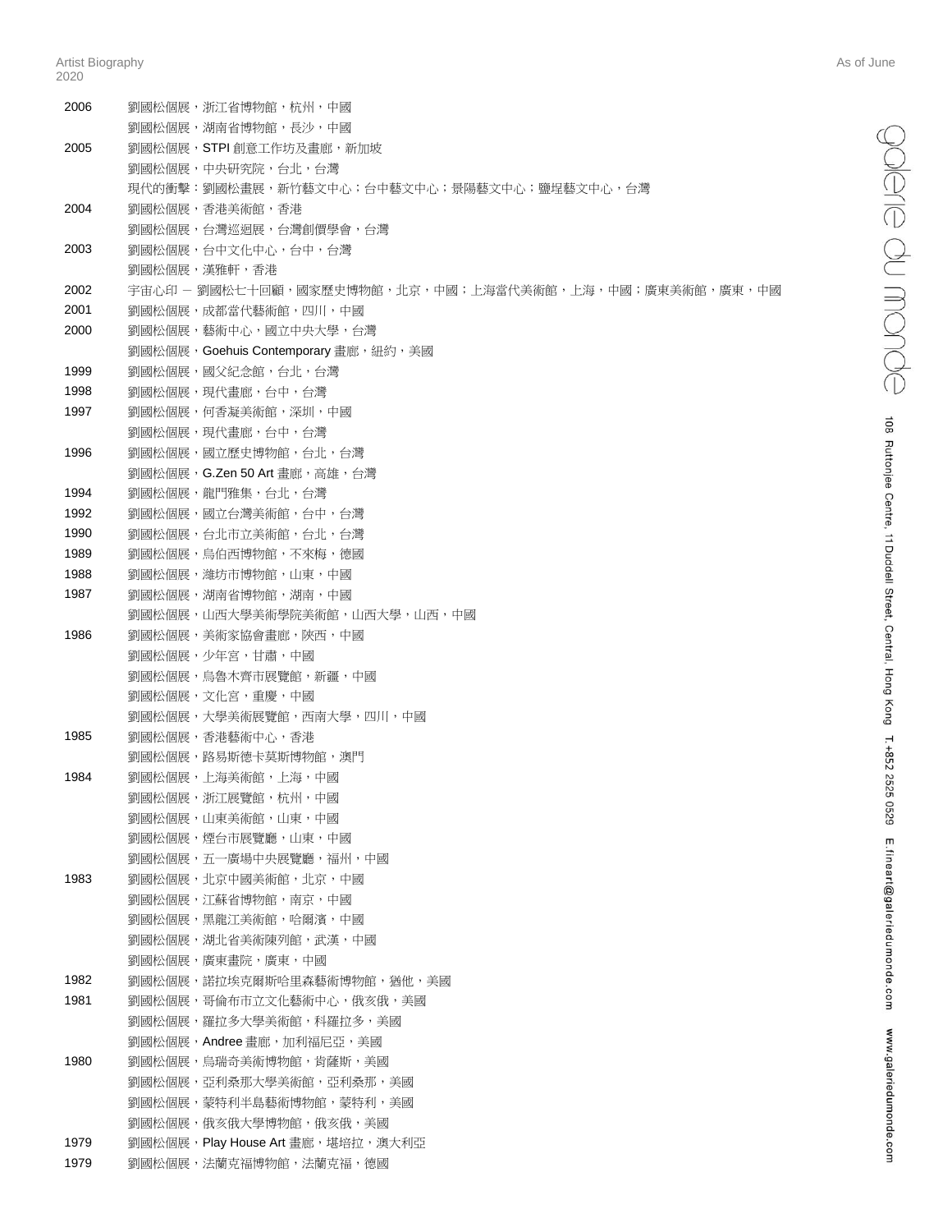| | |
|---|---|
| 2006 | 劉國松個展，浙江省博物館，杭州，中國 |
| | 劉國松個展，湖南省博物館，長沙，中國 |
| 2005 | 劉國松個展，STPI 創意工作坊及畫廊，新加坡 |
| | 劉國松個展，中央研究院，台北，台灣 |
| | 現代的衝擊：劉國松畫展，新竹藝文中心；台中藝文中心；景陽藝文中心；鹽埕藝文中心，台灣 |
| 2004 | 劉國松個展，香港美術館，香港 |
| | 劉國松個展，台灣巡迴展，台灣創價學會，台灣 |
| 2003 | 劉國松個展，台中文化中心，台中，台灣 |
| | 劉國松個展，漢雅軒，香港 |
| 2002 | 宇宙心印 – 劉國松七十回顧，國家歷史博物館，北京，中國；上海當代美術館，上海，中國；廣東美術館，廣東，中國 |
| 2001 | 劉國松個展，成都當代藝術館，四川，中國 |
| 2000 | 劉國松個展，藝術中心，國立中央大學，台灣 |
| | 劉國松個展，Goehuis Contemporary 畫廊，紐約，美國 |
| 1999 | 劉國松個展，國父紀念館，台北，台灣 |
| 1998 | 劉國松個展，現代畫廊，台中，台灣 |
| 1997 | 劉國松個展，何香凝美術館，深圳，中國 |
| | 劉國松個展，現代畫廊，台中，台灣 |
| 1996 | 劉國松個展，國立歷史博物館，台北，台灣 |
| | 劉國松個展，G.Zen 50 Art 畫廊，高雄，台灣 |
| 1994 | 劉國松個展，龍門雅集，台北，台灣 |
| 1992 | 劉國松個展，國立台灣美術館，台中，台灣 |
| 1990 | 劉國松個展，台北市立美術館，台北，台灣 |
| 1989 | 劉國松個展，烏伯西博物館，不來梅，德國 |
| 1988 | 劉國松個展，濰坊市博物館，山東，中國 |
| 1987 | 劉國松個展，湖南省博物館，湖南，中國 |
| | 劉國松個展，山西大學美術學院美術館，山西大學，山西，中國 |
| 1986 | 劉國松個展，美術家協會畫廊，陝西，中國 |
| | 劉國松個展，少年宮，甘肅，中國 |
| | 劉國松個展，烏魯木齊市展覽館，新疆，中國 |
| | 劉國松個展，文化宮，重慶，中國 |
| | 劉國松個展，大學美術展覽館，西南大學，四川，中國 |
| 1985 | 劉國松個展，香港藝術中心，香港 |
| | 劉國松個展，路易斯德卡莫斯博物館，澳門 |
| 1984 | 劉國松個展，上海美術館，上海，中國 |
| | 劉國松個展，浙江展覽館，杭州，中國 |
| | 劉國松個展，山東美術館，山東，中國 |
| | 劉國松個展，煙台市展覽廳，山東，中國 |
| | 劉國松個展，五一廣場中央展覽廳，福州，中國 |
| 1983 | 劉國松個展，北京中國美術館，北京，中國 |
| | 劉國松個展，江蘇省博物館，南京，中國 |
| | 劉國松個展，黑龍江美術館，哈爾濱，中國 |
| | 劉國松個展，湖北省美術陳列館，武漢，中國 |
| | 劉國松個展，廣東畫院，廣東，中國 |
| 1982 | 劉國松個展，諾拉埃克爾斯哈里森藝術博物館，猶他，美國 |
| 1981 | 劉國松個展，哥倫布市立文化藝術中心，俄亥俄，美國 |
| | 劉國松個展，羅拉多大學美術館，科羅拉多，美國 |
| | 劉國松個展，Andree 畫廊，加利福尼亞，美國 |
| 1980 | 劉國松個展，烏瑞奇美術博物館，肯薩斯，美國 |
| | 劉國松個展，亞利桑那大學美術館，亞利桑那，美國 |
| | 劉國松個展，蒙特利半島藝術博物館，蒙特利，美國 |
| | 劉國松個展，俄亥俄大學博物館，俄亥俄，美國 |
| 1979 | 劉國松個展，Play House Art 畫廊，堪培拉，澳大利亞 |
| 1979 | 劉國松個展，法蘭克福博物館，法蘭克福，德國 |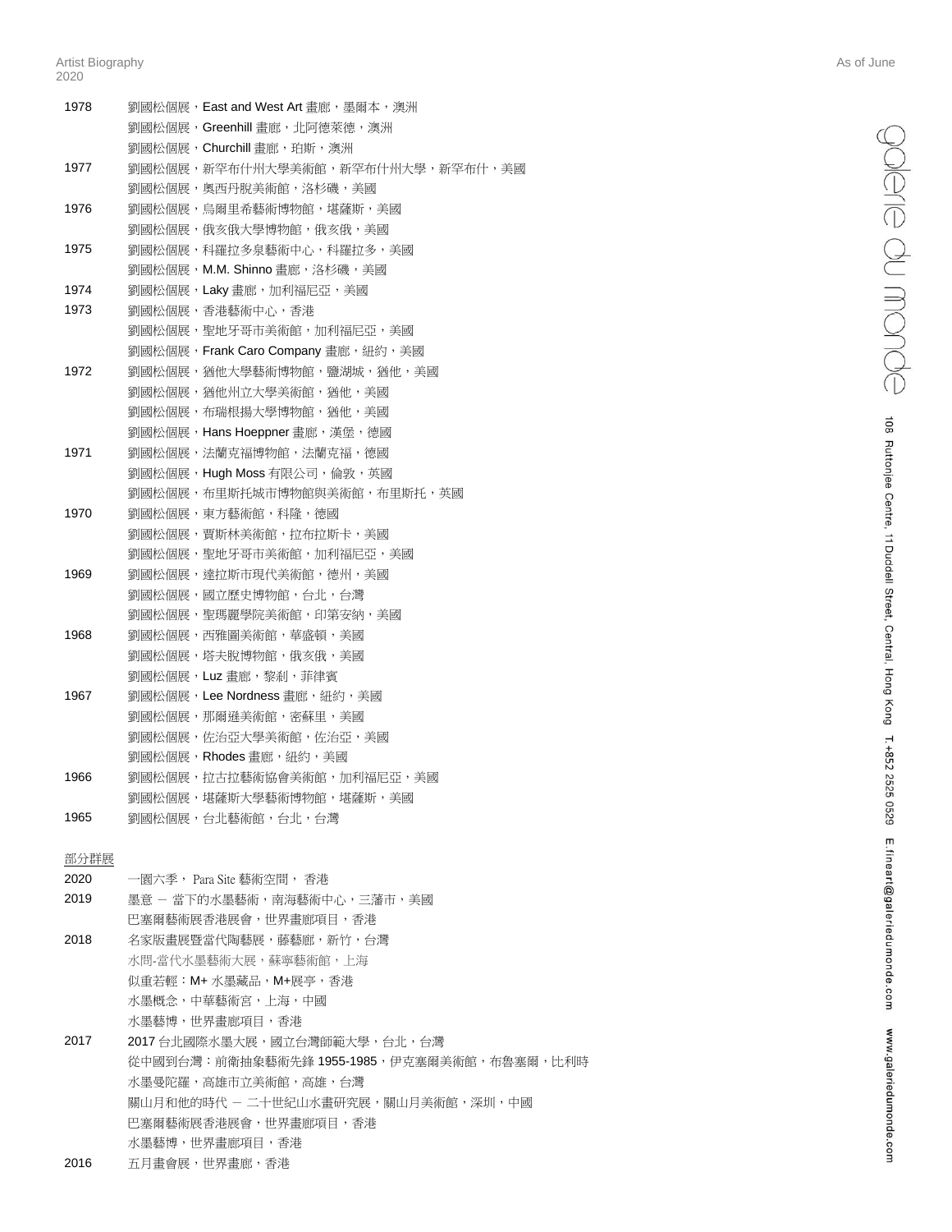| | |
|---|---|
| 1978 | 劉國松個展，East and West Art 畫廊，墨爾本，澳洲 |
| | 劉國松個展，Greenhill 畫廊，北阿德萊德，澳洲 |
| | 劉國松個展，Churchill 畫廊，珀斯，澳洲 |
| 1977 | 劉國松個展，新罕布什州大學美術館，新罕布什州大學，新罕布什，美國 |
| | 劉國松個展，奧西丹脫美術館，洛杉磯，美國 |
| 1976 | 劉國松個展，烏爾里希藝術博物館，堪薩斯，美國 |
| | 劉國松個展，俄亥俄大學博物館，俄亥俄，美國 |
| 1975 | 劉國松個展，科羅拉多泉藝術中心，科羅拉多，美國 |
| | 劉國松個展，M.M. Shinno 畫廊，洛杉磯，美國 |
| 1974 | 劉國松個展，Laky 畫廊，加利福尼亞，美國 |
| 1973 | 劉國松個展，香港藝術中心，香港 |
| | 劉國松個展，聖地牙哥市美術館，加利福尼亞，美國 |
| | 劉國松個展，Frank Caro Company 畫廊，紐約，美國 |
| 1972 | 劉國松個展，猶他大學藝術博物館，鹽湖城，猶他，美國 |
| | 劉國松個展，猶他州立大學美術館，猶他，美國 |
| | 劉國松個展，布瑞根揚大學博物館，猶他，美國 |
| | 劉國松個展，Hans Hoeppner 畫廊，漢堡，德國 |
| 1971 | 劉國松個展，法蘭克福博物館，法蘭克福，德國 |
| | 劉國松個展，Hugh Moss 有限公司，倫敦，英國 |
| | 劉國松個展，布里斯托城市博物館與美術館，布里斯托，英國 |
| 1970 | 劉國松個展，東方藝術館，科隆，德國 |
| | 劉國松個展，賈斯林美術館，拉布拉斯卡，美國 |
| | 劉國松個展，聖地牙哥市美術館，加利福尼亞，美國 |
| 1969 | 劉國松個展，達拉斯市現代美術館，德州，美國 |
| | 劉國松個展，國立歷史博物館，台北，台灣 |
| | 劉國松個展，聖瑪麗學院美術館，印第安納，美國 |
| 1968 | 劉國松個展，西雅圖美術館，華盛頓，美國 |
| | 劉國松個展，塔夫脫博物館，俄亥俄，美國 |
| | 劉國松個展，Luz 畫廊，黎剎，菲律賓 |
| 1967 | 劉國松個展，Lee Nordness 畫廊，紐約，美國 |
| | 劉國松個展，那爾遜美術館，密蘇里，美國 |
| | 劉國松個展，佐治亞大學美術館，佐治亞，美國 |
| | 劉國松個展，Rhodes 畫廊，紐約，美國 |
| 1966 | 劉國松個展，拉古拉藝術協會美術館，加利福尼亞，美國 |
| | 劉國松個展，堪薩斯大學藝術博物館，堪薩斯，美國 |
| 1965 | 劉國松個展，台北藝術館，台北，台灣 |

<u>部分群展</u>

| | |
|---|---|
| 2020 | 一園六季， Para Site 藝術空間， 香港 |
| 2019 | 墨意 － 當下的水墨藝術，南海藝術中心，三藩市，美國 |
| | 巴塞爾藝術展香港展會，世界畫廊項目，香港 |
| 2018 | 名家版畫展暨當代陶藝展，藤藝廊，新竹，台灣 |
| | 水問-當代水墨藝術大展，蘇寧藝術館，上海 |
| | 似重若輕：M+ 水墨藏品，M+展亭，香港 |
| | 水墨概念，中華藝術宮，上海，中國 |
| | 水墨藝博，世界畫廊項目，香港 |
| 2017 | 2017 台北國際水墨大展，國立台灣師範大學，台北，台灣 |
| | 從中國到台灣：前衛抽象藝術先鋒 1955-1985，伊克塞爾美術館，布魯塞爾，比利時 |
| | 水墨曼陀羅，高雄市立美術館，高雄，台灣 |
| | 關山月和他的時代 － 二十世紀山水畫研究展，關山月美術館，深圳，中國 |
| | 巴塞爾藝術展香港展會，世界畫廊項目，香港 |
| | 水墨藝博，世界畫廊項目，香港 |
| 2016 | 五月畫會展，世界畫廊，香港 |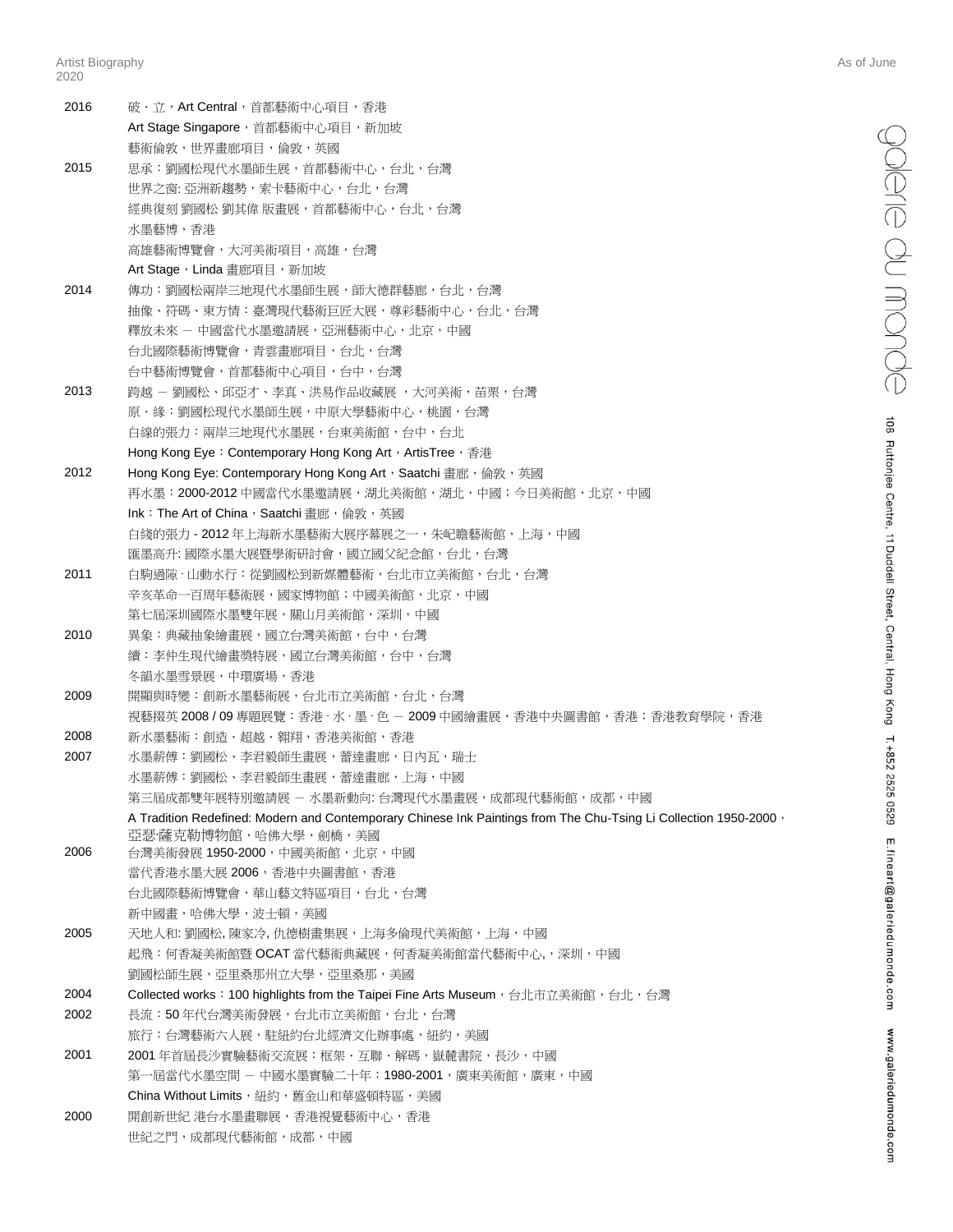| | |
|---|---|
| 2016 | 破・立，Art Central，首都藝術中心項目，香港 |
| | Art Stage Singapore，首都藝術中心項目，新加坡 |
| | 藝術倫敦，世界畫廊項目，倫敦，英國 |
| 2015 | 思承：劉國松現代水墨師生展，首都藝術中心，台北，台灣 |
| | 世界之窗: 亞洲新趨勢，索卡藝術中心，台北，台灣 |
| | 經典復刻 劉國松 劉其偉 版畫展，首都藝術中心，台北，台灣 |
| | 水墨藝博，香港 |
| | 高雄藝術博覽會，大河美術項目，高雄，台灣 |
| | Art Stage，Linda 畫廊項目，新加坡 |
| 2014 | 傳功：劉國松兩岸三地現代水墨師生展，師大德群藝廊，台北，台灣 |
| | 抽像、符碼、東方情：臺灣現代藝術巨匠大展，尊彩藝術中心，台北，台灣 |
| | 釋放未來 － 中國當代水墨邀請展，亞洲藝術中心，北京，中國 |
| | 台北國際藝術博覽會，青雲畫廊項目，台北，台灣 |
| | 台中藝術博覽會，首都藝術中心項目，台中，台灣 |
| 2013 | 跨越 － 劉國松、邱亞才、李真、洪易作品收藏展 ，大河美術，苗栗，台灣 |
| | 原・緣：劉國松現代水墨師生展，中原大學藝術中心，桃園，台灣 |
| | 白線的張力：兩岸三地現代水墨展，台東美術館，台中，台北 |
| | Hong Kong Eye：Contemporary Hong Kong Art，ArtisTree，香港 |
| 2012 | Hong Kong Eye: Contemporary Hong Kong Art，Saatchi 畫廊，倫敦，英國 |
| | 再水墨：2000-2012 中國當代水墨邀請展，湖北美術館，湖北，中國；今日美術館，北京，中國 |
| | Ink：The Art of China，Saatchi 畫廊，倫敦，英國 |
| | 白綫的張力 - 2012 年上海新水墨藝術大展序幕展之一，朱屺瞻藝術館，上海，中國 |
| | 匯墨高升: 國際水墨大展暨學術研討會，國立國父紀念館，台北，台灣 |
| 2011 | 白駒過隙・山動水行：從劉國松到新媒體藝術，台北市立美術館，台北，台灣 |
| | 辛亥革命一百周年藝術展，國家博物館；中國美術館，北京，中國 |
| | 第七屆深圳國際水墨雙年展，關山月美術館，深圳，中國 |
| 2010 | 異象：典藏抽象繪畫展，國立台灣美術館，台中，台灣 |
| | 續：李仲生現代繪畫獎特展，國立台灣美術館，台中，台灣 |
| | 冬韻水墨雪景展，中環廣場，香港 |
| 2009 | 開顯與時變：創新水墨藝術展，台北市立美術館，台北，台灣 |
| | 視藝掇英 2008 / 09 專題展覽：香港・水・墨・色 － 2009 中國繪畫展，香港中央圖書館，香港；香港教育學院，香港 |
| 2008 | 新水墨藝術：創造・超越・翱翔，香港美術館，香港 |
| 2007 | 水墨薪傳：劉國松、李君毅師生畫展，蕾達畫廊，日內瓦，瑞士 |
| | 水墨薪傳：劉國松、李君毅師生畫展，蕾達畫廊，上海，中國 |
| | 第三屆成都雙年展特別邀請展 － 水墨新動向: 台灣現代水墨畫展，成都現代藝術館，成都，中國 |
| | A Tradition Redefined: Modern and Contemporary Chinese Ink Paintings from The Chu-Tsing Li Collection 1950-2000，亞瑟·薩克勒博物館，哈佛大學，劍橋，美國 |
| 2006 | 台灣美術發展 1950-2000，中國美術館，北京，中國 |
| | 當代香港水墨大展 2006，香港中央圖書館，香港 |
| | 台北國際藝術博覽會，華山藝文特區項目，台北，台灣 |
| | 新中國畫，哈佛大學，波士頓，美國 |
| 2005 | 天地人和: 劉國松, 陳家冷, 仇德樹畫集展，上海多倫現代美術館，上海，中國 |
| | 起飛：何香凝美術館暨 OCAT 當代藝術典藏展，何香凝美術館當代藝術中心,，深圳，中國 |
| | 劉國松師生展，亞里桑那州立大學，亞里桑那，美國 |
| 2004 | Collected works：100 highlights from the Taipei Fine Arts Museum，台北市立美術館，台北，台灣 |
| 2002 | 長流：50 年代台灣美術發展，台北市立美術館，台北，台灣 |
| | 旅行：台灣藝術六人展，駐紐約台北經濟文化辦事處，紐約，美國 |
| 2001 | 2001 年首屆長沙實驗藝術交流展：框架・互聯・解碼，嶽麓書院，長沙，中國 |
| | 第一屆當代水墨空間 － 中國水墨實驗二十年：1980-2001，廣東美術館，廣東，中國 |
| | China Without Limits，紐約，舊金山和華盛頓特區，美國 |
| 2000 | 開創新世紀 港台水墨畫聯展，香港視覺藝術中心，香港 |
| | 世紀之門，成都現代藝術館，成都，中國 |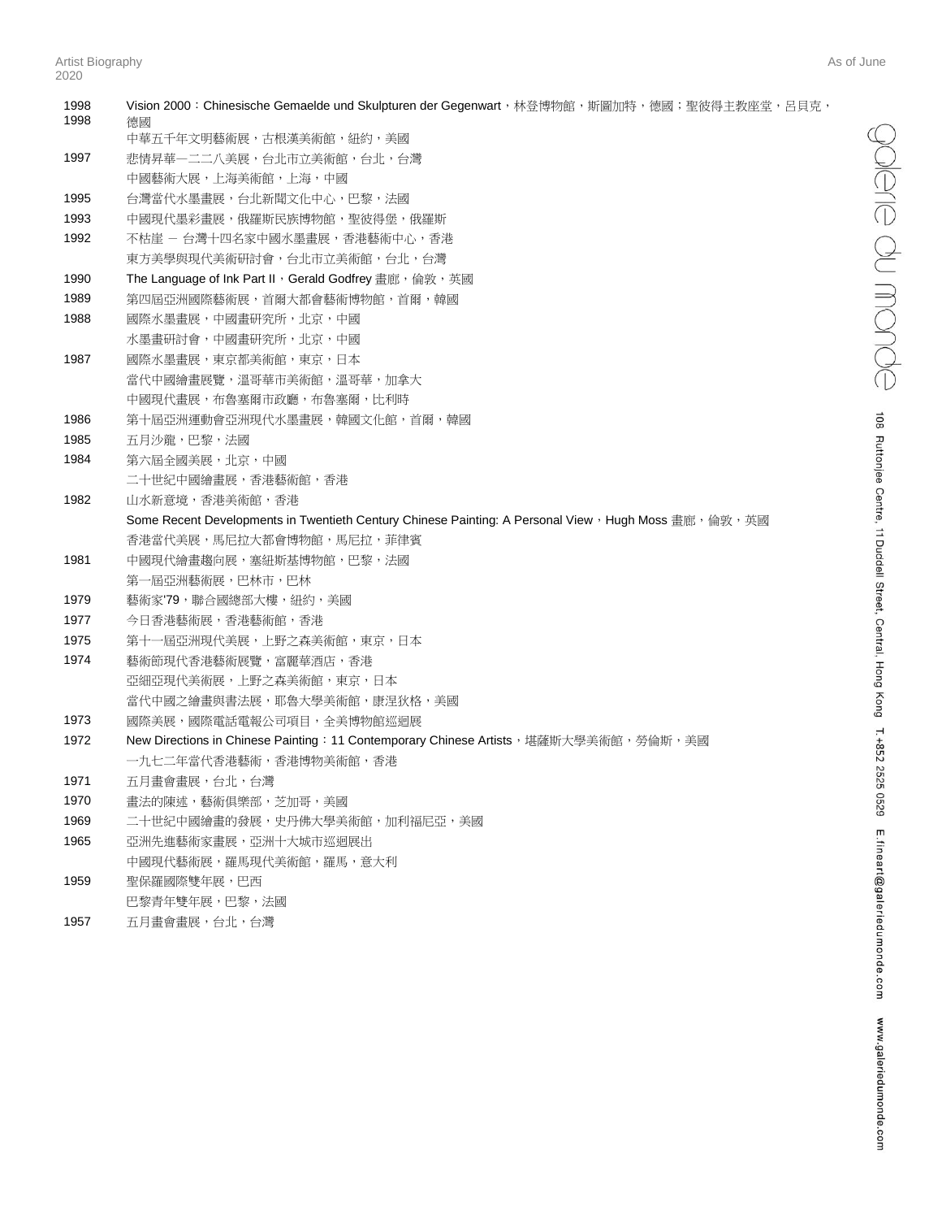| | |
|---|---|
| 1998 | Vision 2000：Chinesische Gemaelde und Skulpturen der Gegenwart，林登博物館，斯圖加特，德國；聖彼得主教座堂，呂貝克，德國 |
| 1998 | 中華五千年文明藝術展，古根漢美術館，紐約，美國 |
| 1997 | 悲情昇華—二二八美展，台北市立美術館，台北，台灣 |
| | 中國藝術大展，上海美術館，上海，中國 |
| 1995 | 台灣當代水墨畫展，台北新聞文化中心，巴黎，法國 |
| 1993 | 中國現代墨彩畫展，俄羅斯民族博物館，聖彼得堡，俄羅斯 |
| 1992 | 不枯崖 — 台灣十四名家中國水墨畫展，香港藝術中心，香港 |
| | 東方美學與現代美術研討會，台北市立美術館，台北，台灣 |
| 1990 | The Language of Ink Part II，Gerald Godfrey 畫廊，倫敦，英國 |
| 1989 | 第四屆亞洲國際藝術展，首爾大都會藝術博物館，首爾，韓國 |
| 1988 | 國際水墨畫展，中國畫研究所，北京，中國 |
| | 水墨畫研討會，中國畫研究所，北京，中國 |
| 1987 | 國際水墨畫展，東京都美術館，東京，日本 |
| | 當代中國繪畫展覽，溫哥華市美術館，溫哥華，加拿大 |
| | 中國現代畫展，布魯塞爾市政廳，布魯塞爾，比利時 |
| 1986 | 第十屆亞洲運動會亞洲現代水墨畫展，韓國文化館，首爾，韓國 |
| 1985 | 五月沙龍，巴黎，法國 |
| 1984 | 第六屆全國美展，北京，中國 |
| | 二十世紀中國繪畫展，香港藝術館，香港 |
| 1982 | 山水新意境，香港美術館，香港 |
| | Some Recent Developments in Twentieth Century Chinese Painting: A Personal View，Hugh Moss 畫廊，倫敦，英國 |
| | 香港當代美展，馬尼拉大都會博物館，馬尼拉，菲律賓 |
| 1981 | 中國現代繪畫趨向展，塞紐斯基博物館，巴黎，法國 |
| | 第一屆亞洲藝術展，巴林市，巴林 |
| 1979 | 藝術家'79，聯合國總部大樓，紐約，美國 |
| 1977 | 今日香港藝術展，香港藝術館，香港 |
| 1975 | 第十一屆亞洲現代美展，上野之森美術館，東京，日本 |
| 1974 | 藝術節現代香港藝術展覽，富麗華酒店，香港 |
| | 亞細亞現代美術展，上野之森美術館，東京，日本 |
| | 當代中國之繪畫與書法展，耶魯大學美術館，康涅狄格，美國 |
| 1973 | 國際美展，國際電話電報公司項目，全美博物館巡迴展 |
| 1972 | New Directions in Chinese Painting：11 Contemporary Chinese Artists，堪薩斯大學美術館，勞倫斯，美國 |
| | 一九七二年當代香港藝術，香港博物美術館，香港 |
| 1971 | 五月畫會畫展，台北，台灣 |
| 1970 | 畫法的陳述，藝術俱樂部，芝加哥，美國 |
| 1969 | 二十世紀中國繪畫的發展，史丹佛大學美術館，加利福尼亞，美國 |
| 1965 | 亞洲先進藝術家畫展，亞洲十大城市巡迴展出 |
| | 中國現代藝術展，羅馬現代美術館，羅馬，意大利 |
| 1959 | 聖保羅國際雙年展，巴西 |
| | 巴黎青年雙年展，巴黎，法國 |
| 1957 | 五月畫會畫展，台北，台灣 |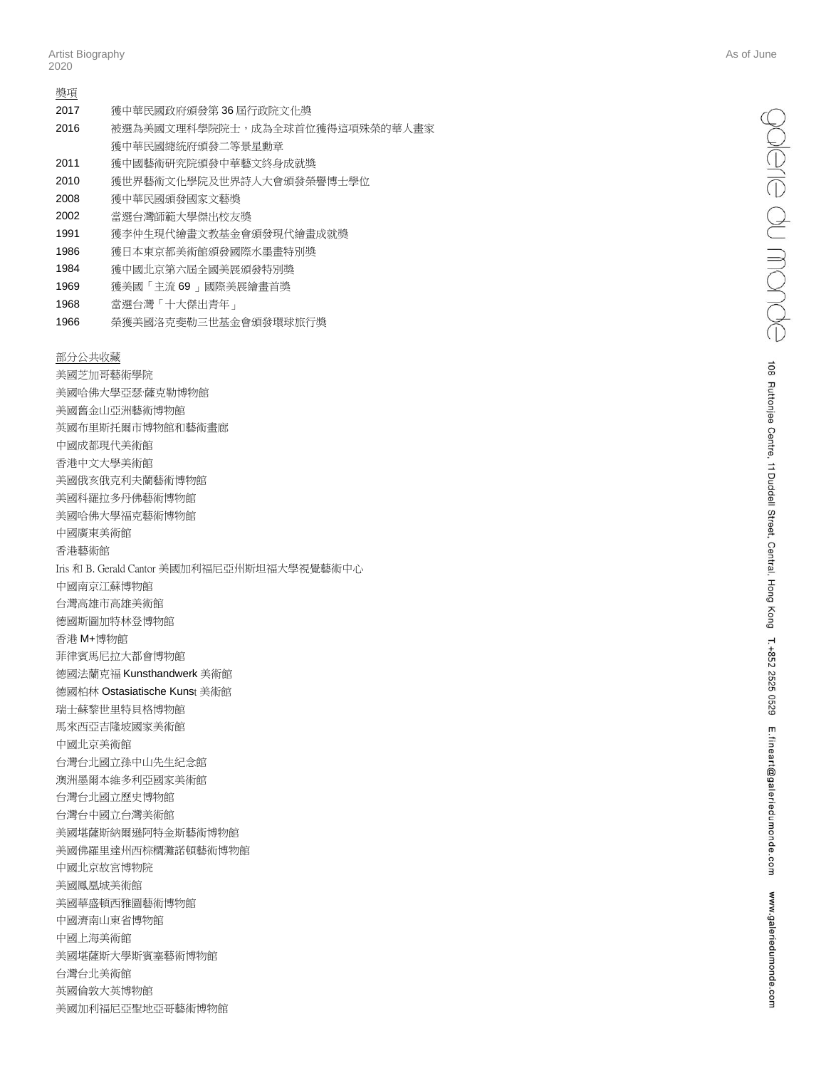獎項

| | |
|---|---|
| 2017 | 獲中華民國政府頒發第 36 屆行政院文化獎 |
| 2016 | 被選為美國文理科學院院士，成為全球首位獲得這項殊榮的華人畫家 |
| | 獲中華民國總統府頒發二等景星勳章 |
| 2011 | 獲中國藝術研究院頒發中華藝文終身成就獎 |
| 2010 | 獲世界藝術文化學院及世界詩人大會頒發榮譽博士學位 |
| 2008 | 獲中華民國頒發國家文藝獎 |
| 2002 | 當選台灣師範大學傑出校友獎 |
| 1991 | 獲李仲生現代繪畫文教基金會頒發現代繪畫成就獎 |
| 1986 | 獲日本東京都美術館頒發國際水墨畫特別獎 |
| 1984 | 獲中國北京第六屆全國美展頒發特別獎 |
| 1969 | 獲美國「主流 69 」國際美展繪畫首獎 |
| 1968 | 當選台灣「十大傑出青年」 |
| 1966 | 榮獲美國洛克斐勒三世基金會頒發環球旅行獎 |

部分公共收藏

美國芝加哥藝術學院
美國哈佛大學亞瑟·薩克勒博物館
美國舊金山亞洲藝術博物館
英國布里斯托爾市博物館和藝術畫廊
中國成都現代美術館
香港中文大學美術館
美國俄亥俄克利夫蘭藝術博物館
美國科羅拉多丹佛藝術博物館
美國哈佛大學福克藝術博物館
中國廣東美術館
香港藝術館
Iris 和 B. Gerald Cantor 美國加利福尼亞州斯坦福大學視覺藝術中心
中國南京江蘇博物館
台灣高雄市高雄美術館
德國斯圖加特林登博物館
香港 M+博物館
菲律賓馬尼拉大都會博物館
德國法蘭克福 Kunsthandwerk 美術館
德國柏林 Ostasiatische Kunst 美術館
瑞士蘇黎世里特貝格博物館
馬來西亞吉隆坡國家美術館
中國北京美術館
台灣台北國立孫中山先生紀念館
澳洲墨爾本維多利亞國家美術館
台灣台北國立歷史博物館
台灣台中國立台灣美術館
美國堪薩斯納爾遜阿特金斯藝術博物館
美國佛羅里達州西棕櫚灘諾頓藝術博物館
中國北京故宮博物院
美國鳳凰城美術館
美國華盛頓西雅圖藝術博物館
中國濟南山東省博物館
中國上海美術館
美國堪薩斯大學斯賓塞藝術博物館
台灣台北美術館
英國倫敦大英博物館
美國加利福尼亞聖地亞哥藝術博物館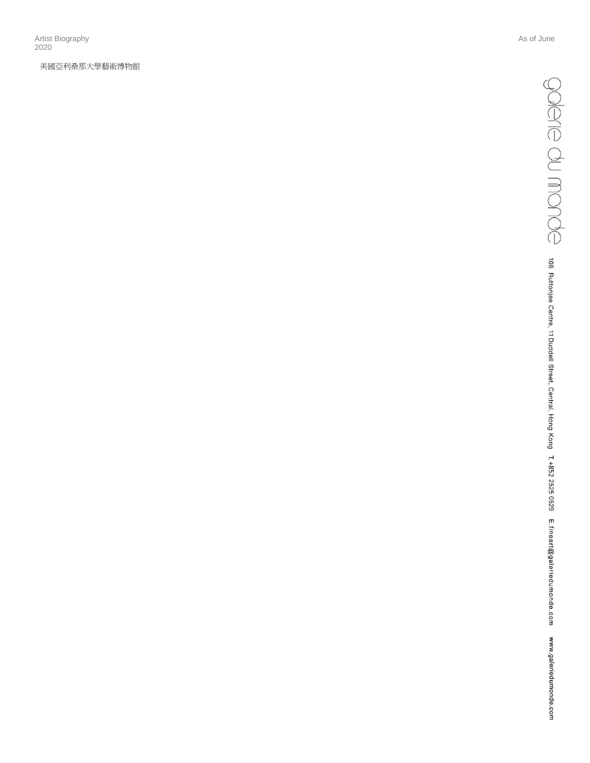美國亞利桑那大學藝術博物館